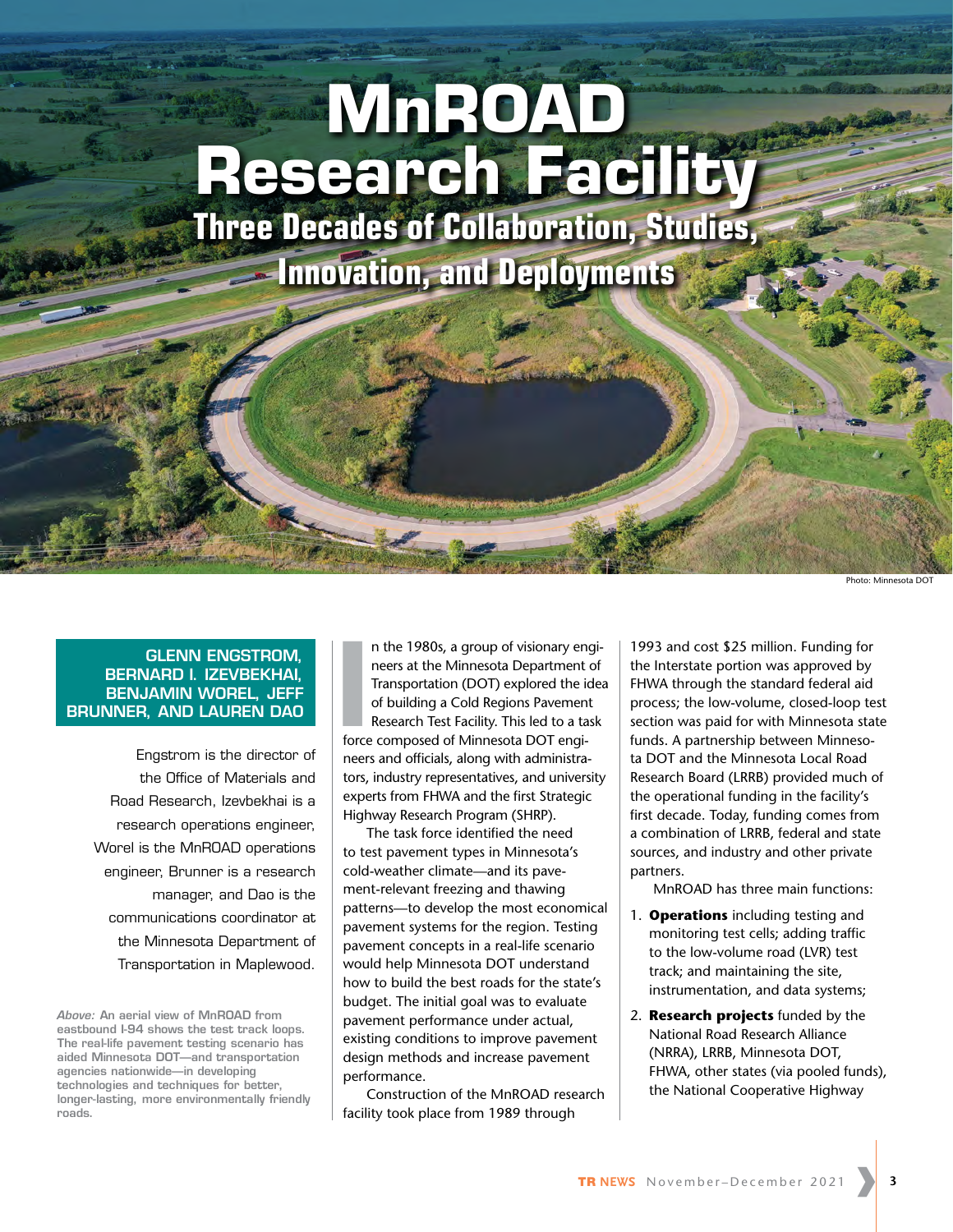# MnROAD Research Facility

## Three Decades of Collaboration, Studies, Innovation, and Deployments

Photo: Minnesota DOT

**GLENN ENGSTROM, BERNARD I. IZEVBEKHAI, BENJAMIN WOREL, JEFF BRUNNER, AND LAUREN DAO**

Engstrom is the director of the Office of Materials and Road Research, Izevbekhai is a research operations engineer, Worel is the MnROAD operations engineer, Brunner is a research manager, and Dao is the communications coordinator at the Minnesota Department of Transportation in Maplewood.

*Above:* An aerial view of MnROAD from eastbound I-94 shows the test track loops. The real-life pavement testing scenario has aided Minnesota DOT—and transportation agencies nationwide—in developing technologies and techniques for better, longer-lasting, more environmentally friendly roads.

In the 1980s, a group of visionary engineers at the Minnesota Department of Transportation (DOT) explored the idea of building a Cold Regions Pavement Research Test Facility. This led to a task force composed of Minnesota DOT engineers and officials, along with administrators, industry representatives, and university experts from FHWA and the first Strategic Highway Research Program (SHRP).

The task force identified the need to test pavement types in Minnesota's cold-weather climate—and its pavement-relevant freezing and thawing patterns—to develop the most economical pavement systems for the region. Testing pavement concepts in a real-life scenario would help Minnesota DOT understand how to build the best roads for the state's budget. The initial goal was to evaluate pavement performance under actual, existing conditions to improve pavement design methods and increase pavement performance.

Construction of the MnROAD research facility took place from 1989 through 1993 and cost $25 million. Funding for the Interstate portion was approved by FHWA through the standard federal aid process; the low-volume, closed-loop test section was paid for with Minnesota state funds. A partnership between Minnesota DOT and the Minnesota Local Road Research Board (LRRB) provided much of the operational funding in the facility's first decade. Today, funding comes from a combination of LRRB, federal and state sources, and industry and other private partners.

MnROAD has three main functions:

1. **Operations** including testing and monitoring test cells; adding traffic to the low-volume road (LVR) test track; and maintaining the site, instrumentation, and data systems;
2. **Research projects** funded by the National Road Research Alliance (NRRA), LRRB, Minnesota DOT, FHWA, other states (via pooled funds), the National Cooperative Highway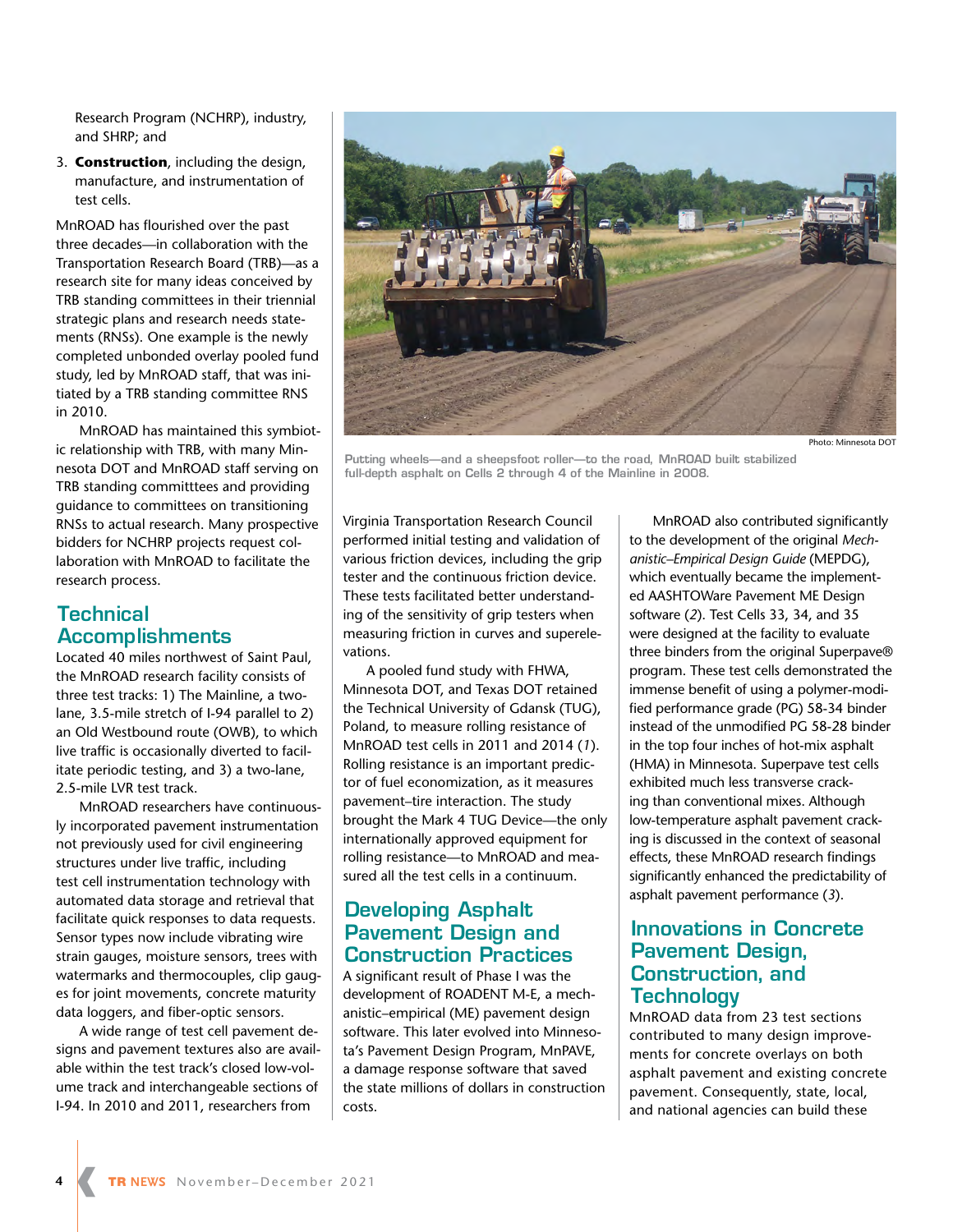Research Program (NCHRP), industry, and SHRP; and

3. **Construction**, including the design, manufacture, and instrumentation of test cells.

MnROAD has flourished over the past three decades—in collaboration with the Transportation Research Board (TRB)—as a research site for many ideas conceived by TRB standing committees in their triennial strategic plans and research needs statements (RNSs). One example is the newly completed unbonded overlay pooled fund study, led by MnROAD staff, that was initiated by a TRB standing committee RNS in 2010.

MnROAD has maintained this symbiotic relationship with TRB, with many Minnesota DOT and MnROAD staff serving on TRB standing committees and providing guidance to committees on transitioning RNSs to actual research. Many prospective bidders for NCHRP projects request collaboration with MnROAD to facilitate the research process.

## Technical Accomplishments

Located 40 miles northwest of Saint Paul, the MnROAD research facility consists of three test tracks: 1) The Mainline, a two-lane, 3.5-mile stretch of I-94 parallel to 2) an Old Westbound route (OWB), to which live traffic is occasionally diverted to facilitate periodic testing, and 3) a two-lane, 2.5-mile LVR test track.

MnROAD researchers have continuously incorporated pavement instrumentation not previously used for civil engineering structures under live traffic, including test cell instrumentation technology with automated data storage and retrieval that facilitate quick responses to data requests. Sensor types now include vibrating wire strain gauges, moisture sensors, trees with watermarks and thermocouples, clip gauges for joint movements, concrete maturity data loggers, and fiber-optic sensors.

A wide range of test cell pavement designs and pavement textures also are available within the test track's closed low-volume track and interchangeable sections of I-94. In 2010 and 2011, researchers from Virginia Transportation Research Council performed initial testing and validation of various friction devices, including the grip tester and the continuous friction device. These tests facilitated better understanding of the sensitivity of grip testers when measuring friction in curves and superelevations.

Photo: Minnesota DOT

Putting wheels—and a sheepsfoot roller—to the road, MnROAD built stabilized full-depth asphalt on Cells 2 through 4 of the Mainline in 2008.

A pooled fund study with FHWA, Minnesota DOT, and Texas DOT retained the Technical University of Gdansk (TUG), Poland, to measure rolling resistance of MnROAD test cells in 2011 and 2014 (*1*). Rolling resistance is an important predictor of fuel economization, as it measures pavement–tire interaction. The study brought the Mark 4 TUG Device—the only internationally approved equipment for rolling resistance—to MnROAD and measured all the test cells in a continuum.

## Developing Asphalt Pavement Design and Construction Practices

A significant result of Phase I was the development of ROADENT M-E, a mechanistic–empirical (ME) pavement design software. This later evolved into Minnesota's Pavement Design Program, MnPAVE, a damage response software that saved the state millions of dollars in construction costs.

MnROAD also contributed significantly to the development of the original *Mechanistic–Empirical Design Guide* (MEPDG), which eventually became the implemented AASHTOWare Pavement ME Design software (*2*). Test Cells 33, 34, and 35 were designed at the facility to evaluate three binders from the original Superpave® program. These test cells demonstrated the immense benefit of using a polymer-modified performance grade (PG) 58-34 binder instead of the unmodified PG 58-28 binder in the top four inches of hot-mix asphalt (HMA) in Minnesota. Superpave test cells exhibited much less transverse cracking than conventional mixes. Although low-temperature asphalt pavement cracking is discussed in the context of seasonal effects, these MnROAD research findings significantly enhanced the predictability of asphalt pavement performance (*3*).

## Innovations in Concrete Pavement Design, Construction, and Technology

MnROAD data from 23 test sections contributed to many design improvements for concrete overlays on both asphalt pavement and existing concrete pavement. Consequently, state, local, and national agencies can build these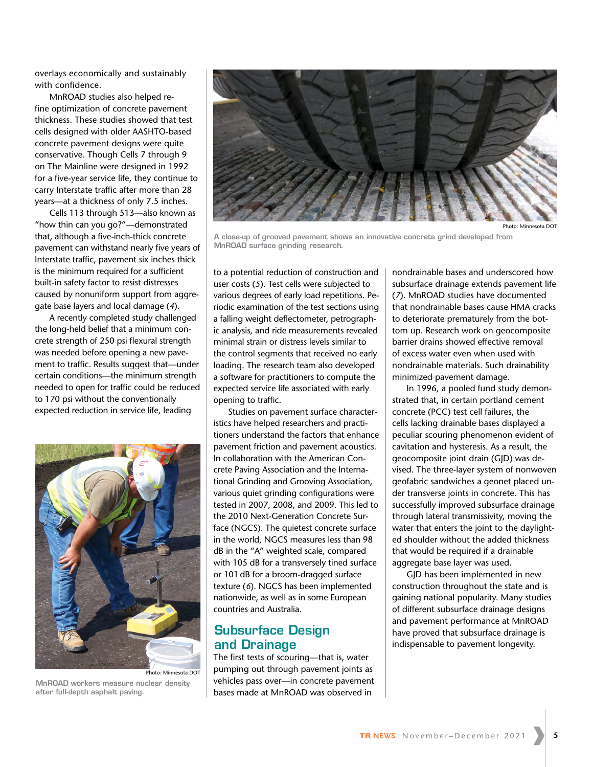overlays economically and sustainably with confidence.

MnROAD studies also helped refine optimization of concrete pavement thickness. These studies showed that test cells designed with older AASHTO-based concrete pavement designs were quite conservative. Though Cells 7 through 9 on The Mainline were designed in 1992 for a five-year service life, they continue to carry Interstate traffic after more than 28 years—at a thickness of only 7.5 inches.

Cells 113 through 513—also known as "how thin can you go?"—demonstrated that, although a five-inch-thick concrete pavement can withstand nearly five years of Interstate traffic, pavement six inches thick is the minimum required for a sufficient built-in safety factor to resist distresses caused by nonuniform support from aggregate base layers and local damage (*4*).

A recently completed study challenged the long-held belief that a minimum concrete strength of 250 psi flexural strength was needed before opening a new pavement to traffic. Results suggest that—under certain conditions—the minimum strength needed to open for traffic could be reduced to 170 psi without the conventionally expected reduction in service life, leading to a potential reduction of construction and user costs (*5*). Test cells were subjected to various degrees of early load repetitions. Periodic examination of the test sections using a falling weight deflectometer, petrographic analysis, and ride measurements revealed minimal strain or distress levels similar to the control segments that received no early loading. The research team also developed a software for practitioners to compute the expected service life associated with early opening to traffic.

Photo: Minnesota DOT

MnROAD workers measure nuclear density after full-depth asphalt paving.

Photo: Minnesota DOT

A close-up of grooved pavement shows an innovative concrete grind developed from MnROAD surface grinding research.

Studies on pavement surface characteristics have helped researchers and practitioners understand the factors that enhance pavement friction and pavement acoustics. In collaboration with the American Concrete Paving Association and the International Grinding and Grooving Association, various quiet grinding configurations were tested in 2007, 2008, and 2009. This led to the 2010 Next-Generation Concrete Surface (NGCS). The quietest concrete surface in the world, NGCS measures less than 98 dB in the "A" weighted scale, compared with 105 dB for a transversely tined surface or 101 dB for a broom-dragged surface texture (*6*). NGCS has been implemented nationwide, as well as in some European countries and Australia.

## Subsurface Design and Drainage

The first tests of scouring—that is, water pumping out through pavement joints as vehicles pass over—in concrete pavement bases made at MnROAD was observed in nondrainable bases and underscored how subsurface drainage extends pavement life (*7*). MnROAD studies have documented that nondrainable bases cause HMA cracks to deteriorate prematurely from the bottom up. Research work on geocomposite barrier drains showed effective removal of excess water even when used with nondrainable materials. Such drainability minimized pavement damage.

In 1996, a pooled fund study demonstrated that, in certain portland cement concrete (PCC) test cell failures, the cells lacking drainable bases displayed a peculiar scouring phenomenon evident of cavitation and hysteresis. As a result, the geocomposite joint drain (GJD) was devised. The three-layer system of nonwoven geofabric sandwiches a geonet placed under transverse joints in concrete. This has successfully improved subsurface drainage through lateral transmissivity, moving the water that enters the joint to the daylighted shoulder without the added thickness that would be required if a drainable aggregate base layer was used.

GJD has been implemented in new construction throughout the state and is gaining national popularity. Many studies of different subsurface drainage designs and pavement performance at MnROAD have proved that subsurface drainage is indispensable to pavement longevity.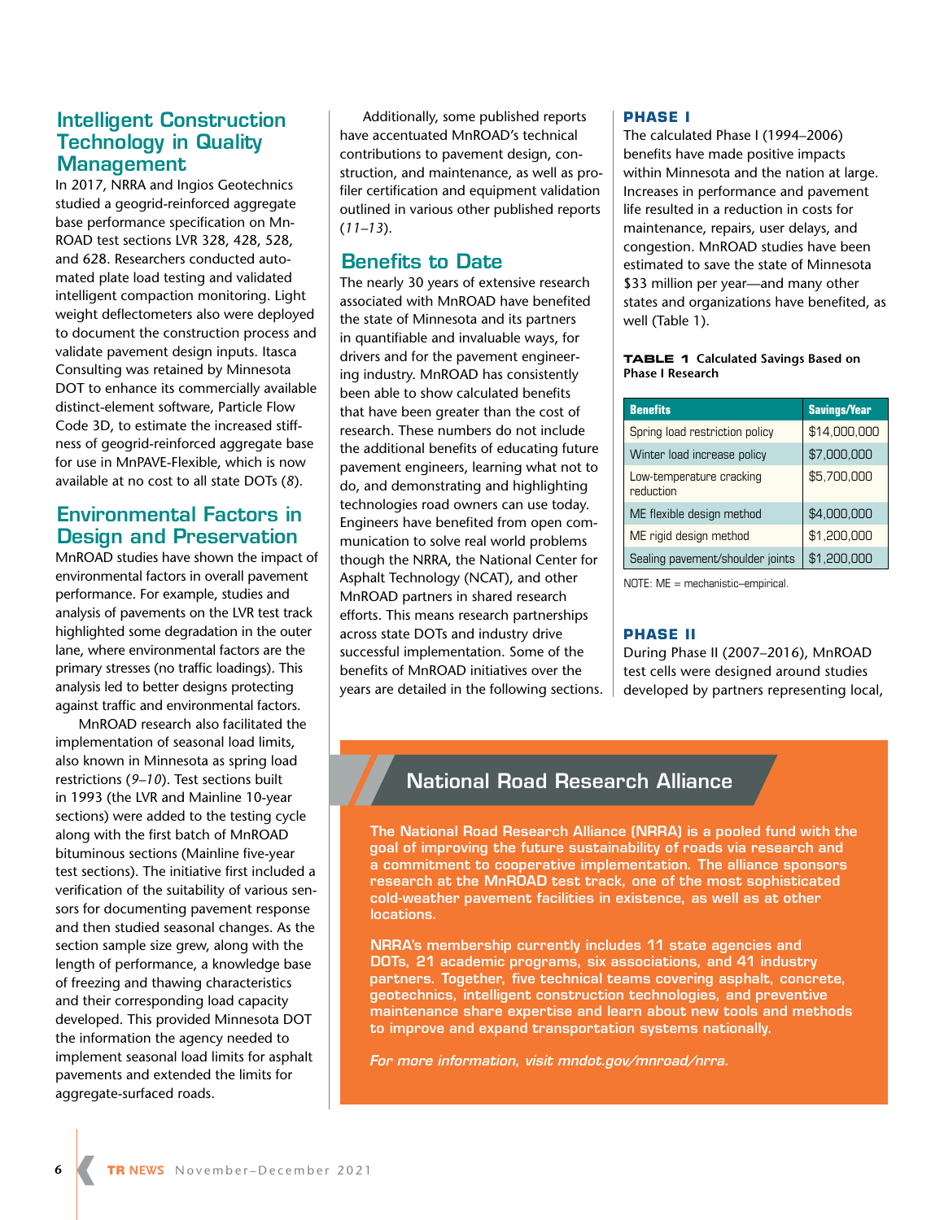## Intelligent Construction Technology in Quality Management

In 2017, NRRA and Ingios Geotechnics studied a geogrid-reinforced aggregate base performance specification on MnROAD test sections LVR 328, 428, 528, and 628. Researchers conducted automated plate load testing and validated intelligent compaction monitoring. Light weight deflectometers also were deployed to document the construction process and validate pavement design inputs. Itasca Consulting was retained by Minnesota DOT to enhance its commercially available distinct-element software, Particle Flow Code 3D, to estimate the increased stiffness of geogrid-reinforced aggregate base for use in MnPAVE-Flexible, which is now available at no cost to all state DOTs (*8*).

## Environmental Factors in Design and Preservation

MnROAD studies have shown the impact of environmental factors in overall pavement performance. For example, studies and analysis of pavements on the LVR test track highlighted some degradation in the outer lane, where environmental factors are the primary stresses (no traffic loadings). This analysis led to better designs protecting against traffic and environmental factors.

MnROAD research also facilitated the implementation of seasonal load limits, also known in Minnesota as spring load restrictions (*9–10*). Test sections built in 1993 (the LVR and Mainline 10-year sections) were added to the testing cycle along with the first batch of MnROAD bituminous sections (Mainline five-year test sections). The initiative first included a verification of the suitability of various sensors for documenting pavement response and then studied seasonal changes. As the section sample size grew, along with the length of performance, a knowledge base of freezing and thawing characteristics and their corresponding load capacity developed. This provided Minnesota DOT the information the agency needed to implement seasonal load limits for asphalt pavements and extended the limits for aggregate-surfaced roads.

Additionally, some published reports have accentuated MnROAD's technical contributions to pavement design, construction, and maintenance, as well as profiler certification and equipment validation outlined in various other published reports (*11–13*).

## Benefits to Date

The nearly 30 years of extensive research associated with MnROAD have benefited the state of Minnesota and its partners in quantifiable and invaluable ways, for drivers and for the pavement engineering industry. MnROAD has consistently been able to show calculated benefits that have been greater than the cost of research. These numbers do not include the additional benefits of educating future pavement engineers, learning what not to do, and demonstrating and highlighting technologies road owners can use today. Engineers have benefited from open communication to solve real world problems though the NRRA, the National Center for Asphalt Technology (NCAT), and other MnROAD partners in shared research efforts. This means research partnerships across state DOTs and industry drive successful implementation. Some of the benefits of MnROAD initiatives over the years are detailed in the following sections.

### PHASE I

The calculated Phase I (1994–2006) benefits have made positive impacts within Minnesota and the nation at large. Increases in performance and pavement life resulted in a reduction in costs for maintenance, repairs, user delays, and congestion. MnROAD studies have been estimated to save the state of Minnesota $33 million per year—and many other states and organizations have benefited, as well (Table 1).

**TABLE 1 Calculated Savings Based on Phase I Research**

| Benefits | Savings/Year |
|---|---|
| Spring load restriction policy | $14,000,000 |
| Winter load increase policy | $7,000,000 |
| Low-temperature cracking reduction | $5,700,000 |
| ME flexible design method | $4,000,000 |
| ME rigid design method | $1,200,000 |
| Sealing pavement/shoulder joints | $1,200,000 |

NOTE: ME = mechanistic–empirical.

### PHASE II

During Phase II (2007–2016), MnROAD test cells were designed around studies developed by partners representing local,

## National Road Research Alliance

**The National Road Research Alliance (NRRA) is a pooled fund with the goal of improving the future sustainability of roads via research and a commitment to cooperative implementation. The alliance sponsors research at the MnROAD test track, one of the most sophisticated cold-weather pavement facilities in existence, as well as at other locations.**

**NRRA's membership currently includes 11 state agencies and DOTs, 21 academic programs, six associations, and 41 industry partners. Together, five technical teams covering asphalt, concrete, geotechnics, intelligent construction technologies, and preventive maintenance share expertise and learn about new tools and methods to improve and expand transportation systems nationally.**

***For more information, visit mndot.gov/mnroad/nrra.***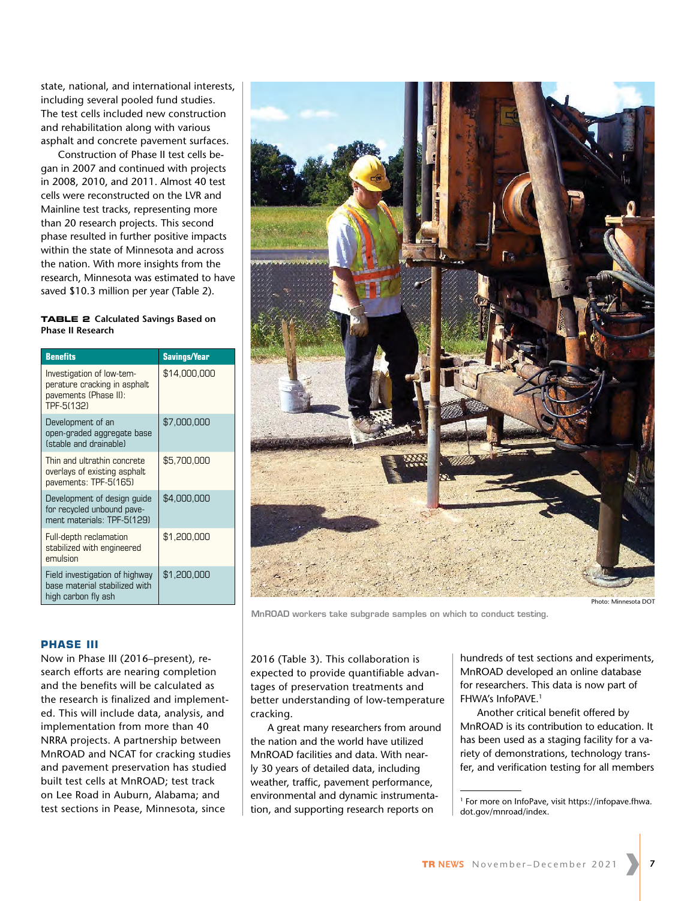state, national, and international interests, including several pooled fund studies. The test cells included new construction and rehabilitation along with various asphalt and concrete pavement surfaces.

Construction of Phase II test cells began in 2007 and continued with projects in 2008, 2010, and 2011. Almost 40 test cells were reconstructed on the LVR and Mainline test tracks, representing more than 20 research projects. This second phase resulted in further positive impacts within the state of Minnesota and across the nation. With more insights from the research, Minnesota was estimated to have saved $10.3 million per year (Table 2).

**TABLE 2 Calculated Savings Based on Phase II Research**

| Benefits | Savings/Year |
|---|---|
| Investigation of low-temperature cracking in asphalt pavements (Phase II): TPF-5(132) | $14,000,000 |
| Development of an open-graded aggregate base (stable and drainable) | $7,000,000 |
| Thin and ultrathin concrete overlays of existing asphalt pavements: TPF-5(165) | $5,700,000 |
| Development of design guide for recycled unbound pavement materials: TPF-5(129) | $4,000,000 |
| Full-depth reclamation stabilized with engineered emulsion | $1,200,000 |
| Field investigation of highway base material stabilized with high carbon fly ash | $1,200,000 |

Photo: Minnesota DOT

MnROAD workers take subgrade samples on which to conduct testing.

## PHASE III

Now in Phase III (2016–present), research efforts are nearing completion and the benefits will be calculated as the research is finalized and implemented. This will include data, analysis, and implementation from more than 40 NRRA projects. A partnership between MnROAD and NCAT for cracking studies and pavement preservation has studied built test cells at MnROAD; test track on Lee Road in Auburn, Alabama; and test sections in Pease, Minnesota, since 2016 (Table 3). This collaboration is expected to provide quantifiable advantages of preservation treatments and better understanding of low-temperature cracking.

A great many researchers from around the nation and the world have utilized MnROAD facilities and data. With nearly 30 years of detailed data, including weather, traffic, pavement performance, environmental and dynamic instrumentation, and supporting research reports on hundreds of test sections and experiments, MnROAD developed an online database for researchers. This data is now part of FHWA's InfoPAVE.[1]

Another critical benefit offered by MnROAD is its contribution to education. It has been used as a staging facility for a variety of demonstrations, technology transfer, and verification testing for all members

[1] For more on InfoPave, visit https://infopave.fhwa.dot.gov/mnroad/index.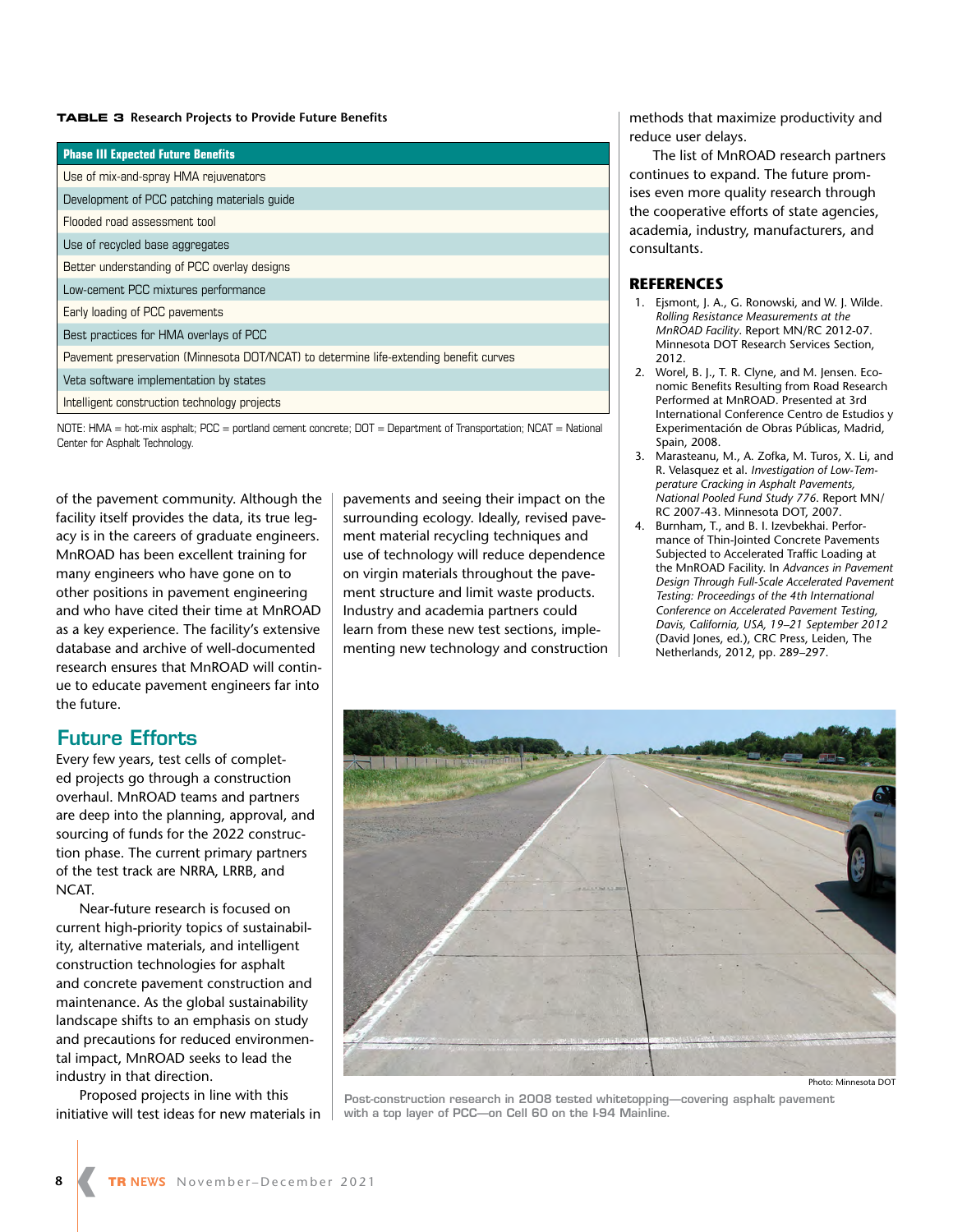**TABLE 3 Research Projects to Provide Future Benefits**

| Phase III Expected Future Benefits |
| --- |
| Use of mix-and-spray HMA rejuvenators |
| Development of PCC patching materials guide |
| Flooded road assessment tool |
| Use of recycled base aggregates |
| Better understanding of PCC overlay designs |
| Low-cement PCC mixtures performance |
| Early loading of PCC pavements |
| Best practices for HMA overlays of PCC |
| Pavement preservation (Minnesota DOT/NCAT) to determine life-extending benefit curves |
| Veta software implementation by states |
| Intelligent construction technology projects |

NOTE: HMA = hot-mix asphalt; PCC = portland cement concrete; DOT = Department of Transportation; NCAT = National Center for Asphalt Technology.

of the pavement community. Although the facility itself provides the data, its true legacy is in the careers of graduate engineers. MnROAD has been excellent training for many engineers who have gone on to other positions in pavement engineering and who have cited their time at MnROAD as a key experience. The facility's extensive database and archive of well-documented research ensures that MnROAD will continue to educate pavement engineers far into the future.

## Future Efforts

Every few years, test cells of completed projects go through a construction overhaul. MnROAD teams and partners are deep into the planning, approval, and sourcing of funds for the 2022 construction phase. The current primary partners of the test track are NRRA, LRRB, and NCAT.

Near-future research is focused on current high-priority topics of sustainability, alternative materials, and intelligent construction technologies for asphalt and concrete pavement construction and maintenance. As the global sustainability landscape shifts to an emphasis on study and precautions for reduced environmental impact, MnROAD seeks to lead the industry in that direction.

Proposed projects in line with this initiative will test ideas for new materials in pavements and seeing their impact on the surrounding ecology. Ideally, revised pavement material recycling techniques and use of technology will reduce dependence on virgin materials throughout the pavement structure and limit waste products. Industry and academia partners could learn from these new test sections, implementing new technology and construction methods that maximize productivity and reduce user delays.

The list of MnROAD research partners continues to expand. The future promises even more quality research through the cooperative efforts of state agencies, academia, industry, manufacturers, and consultants.

## REFERENCES

1. Ejsmont, J. A., G. Ronowski, and W. J. Wilde. *Rolling Resistance Measurements at the MnROAD Facility*. Report MN/RC 2012-07. Minnesota DOT Research Services Section, 2012.
2. Worel, B. J., T. R. Clyne, and M. Jensen. Economic Benefits Resulting from Road Research Performed at MnROAD. Presented at 3rd International Conference Centro de Estudios y Experimentación de Obras Públicas, Madrid, Spain, 2008.
3. Marasteanu, M., A. Zofka, M. Turos, X. Li, and R. Velasquez et al. *Investigation of Low-Temperature Cracking in Asphalt Pavements, National Pooled Fund Study 776*. Report MN/RC 2007-43. Minnesota DOT, 2007.
4. Burnham, T., and B. I. Izevbekhai. Performance of Thin-Jointed Concrete Pavements Subjected to Accelerated Traffic Loading at the MnROAD Facility. In *Advances in Pavement Design Through Full-Scale Accelerated Pavement Testing: Proceedings of the 4th International Conference on Accelerated Pavement Testing, Davis, California, USA, 19–21 September 2012* (David Jones, ed.), CRC Press, Leiden, The Netherlands, 2012, pp. 289–297.

Photo: Minnesota DOT

Post-construction research in 2008 tested whitetopping—covering asphalt pavement with a top layer of PCC—on Cell 60 on the I-94 Mainline.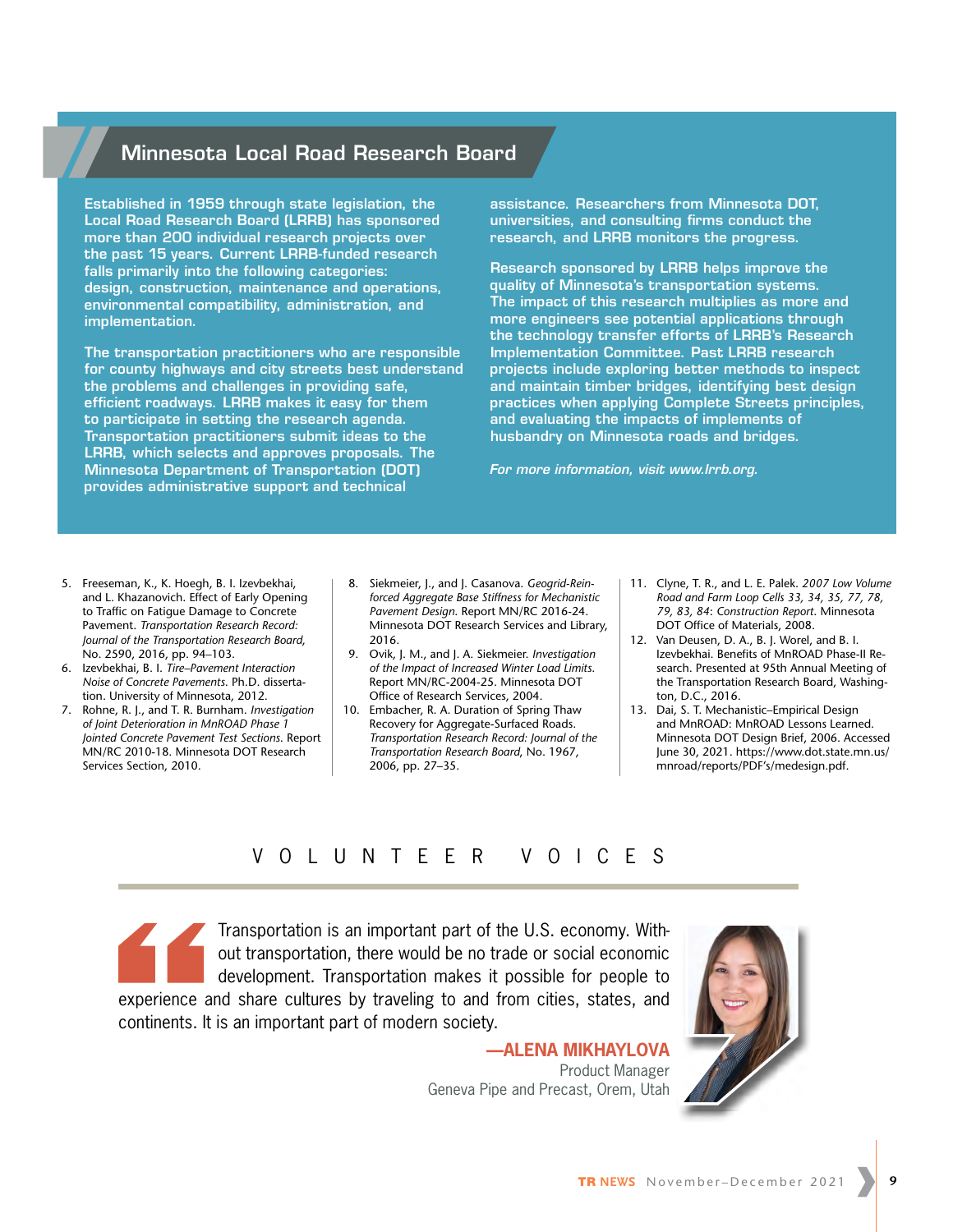## Minnesota Local Road Research Board

Established in 1959 through state legislation, the Local Road Research Board (LRRB) has sponsored more than 200 individual research projects over the past 15 years. Current LRRB-funded research falls primarily into the following categories: design, construction, maintenance and operations, environmental compatibility, administration, and implementation.

The transportation practitioners who are responsible for county highways and city streets best understand the problems and challenges in providing safe, efficient roadways. LRRB makes it easy for them to participate in setting the research agenda. Transportation practitioners submit ideas to the LRRB, which selects and approves proposals. The Minnesota Department of Transportation (DOT) provides administrative support and technical assistance. Researchers from Minnesota DOT, universities, and consulting firms conduct the research, and LRRB monitors the progress.

Research sponsored by LRRB helps improve the quality of Minnesota's transportation systems. The impact of this research multiplies as more and more engineers see potential applications through the technology transfer efforts of LRRB's Research Implementation Committee. Past LRRB research projects include exploring better methods to inspect and maintain timber bridges, identifying best design practices when applying Complete Streets principles, and evaluating the impacts of implements of husbandry on Minnesota roads and bridges.

*For more information, visit www.lrrb.org.*

5. Freeseman, K., K. Hoegh, B. I. Izevbekhai, and L. Khazanovich. Effect of Early Opening to Traffic on Fatigue Damage to Concrete Pavement. *Transportation Research Record: Journal of the Transportation Research Board*, No. 2590, 2016, pp. 94–103.
6. Izevbekhai, B. I. *Tire–Pavement Interaction Noise of Concrete Pavements*. Ph.D. dissertation. University of Minnesota, 2012.
7. Rohne, R. J., and T. R. Burnham. *Investigation of Joint Deterioration in MnROAD Phase 1 Jointed Concrete Pavement Test Sections*. Report MN/RC 2010-18. Minnesota DOT Research Services Section, 2010.
8. Siekmeier, J., and J. Casanova. *Geogrid-Reinforced Aggregate Base Stiffness for Mechanistic Pavement Design*. Report MN/RC 2016-24. Minnesota DOT Research Services and Library, 2016.
9. Ovik, J. M., and J. A. Siekmeier. *Investigation of the Impact of Increased Winter Load Limits*. Report MN/RC-2004-25. Minnesota DOT Office of Research Services, 2004.
10. Embacher, R. A. Duration of Spring Thaw Recovery for Aggregate-Surfaced Roads. *Transportation Research Record: Journal of the Transportation Research Board*, No. 1967, 2006, pp. 27–35.
11. Clyne, T. R., and L. E. Palek. *2007 Low Volume Road and Farm Loop Cells 33, 34, 35, 77, 78, 79, 83, 84: Construction Report*. Minnesota DOT Office of Materials, 2008.
12. Van Deusen, D. A., B. J. Worel, and B. I. Izevbekhai. Benefits of MnROAD Phase-II Research. Presented at 95th Annual Meeting of the Transportation Research Board, Washington, D.C., 2016.
13. Dai, S. T. Mechanistic–Empirical Design and MnROAD: MnROAD Lessons Learned. Minnesota DOT Design Brief, 2006. Accessed June 30, 2021. https://www.dot.state.mn.us/mnroad/reports/PDF's/medesign.pdf.

## VOLUNTEER VOICES

"Transportation is an important part of the U.S. economy. Without transportation, there would be no trade or social economic development. Transportation makes it possible for people to experience and share cultures by traveling to and from cities, states, and continents. It is an important part of modern society.

**—ALENA MIKHAYLOVA**
Product Manager
Geneva Pipe and Precast, Orem, Utah